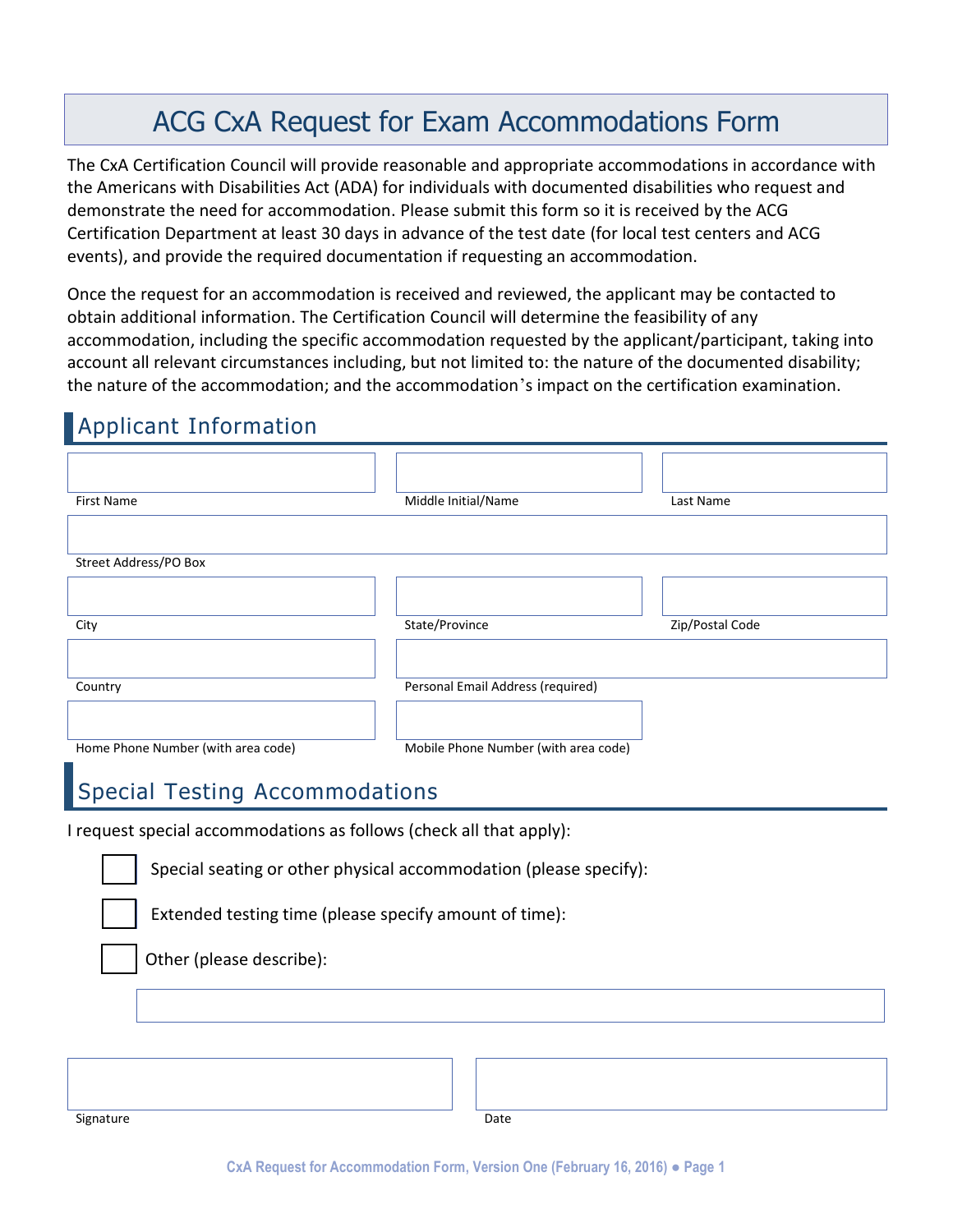# ACG CxA Request for Exam Accommodations Form

The CxA Certification Council will provide reasonable and appropriate accommodations in accordance with the Americans with Disabilities Act (ADA) for individuals with documented disabilities who request and demonstrate the need for accommodation. Please submit this form so it is received by the ACG Certification Department at least 30 days in advance of the test date (for local test centers and ACG events), and provide the required documentation if requesting an accommodation.

Once the request for an accommodation is received and reviewed, the applicant may be contacted to obtain additional information. The Certification Council will determine the feasibility of any accommodation, including the specific accommodation requested by the applicant/participant, taking into account all relevant circumstances including, but not limited to: the nature of the documented disability; the nature of the accommodation; and the accommodation's impact on the certification examination.

## Applicant Information

| | | |
|---|---|---|
| First Name | Middle Initial/Name | Last Name |

| |
|---|
| Street Address/PO Box |

| | | |
|---|---|---|
| City | State/Province | Zip/Postal Code |

| | |
|---|---|
| Country | Personal Email Address (required) |

| | |
|---|---|
| Home Phone Number (with area code) | Mobile Phone Number (with area code) |

## Special Testing Accommodations

I request special accommodations as follows (check all that apply):

- ☐ Special seating or other physical accommodation (please specify):
- ☐ Extended testing time (please specify amount of time):
- ☐ Other (please describe):

| | |
|---|---|
| Signature | Date |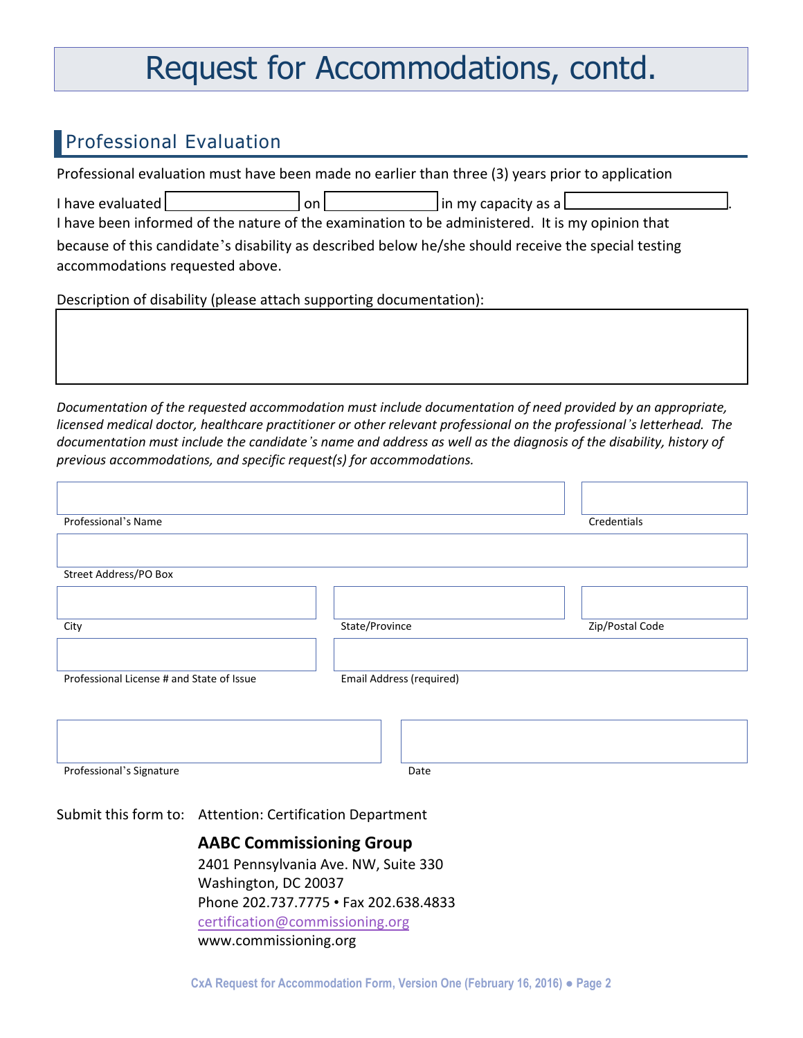# Request for Accommodations, contd.

## Professional Evaluation

Professional evaluation must have been made no earlier than three (3) years prior to application

I have evaluated ______________ on ______________ in my capacity as a ______________.
I have been informed of the nature of the examination to be administered. It is my opinion that because of this candidate's disability as described below he/she should receive the special testing accommodations requested above.

Description of disability (please attach supporting documentation):

*Documentation of the requested accommodation must include documentation of need provided by an appropriate, licensed medical doctor, healthcare practitioner or other relevant professional on the professional's letterhead. The documentation must include the candidate's name and address as well as the diagnosis of the disability, history of previous accommodations, and specific request(s) for accommodations.*

Professional's Name

Credentials

Street Address/PO Box

City

State/Province

Zip/Postal Code

Professional License # and State of Issue

Email Address (required)

Professional's Signature

Date

Submit this form to: Attention: Certification Department

**AABC Commissioning Group**
2401 Pennsylvania Ave. NW, Suite 330
Washington, DC 20037
Phone 202.737.7775 • Fax 202.638.4833
certification@commissioning.org
www.commissioning.org